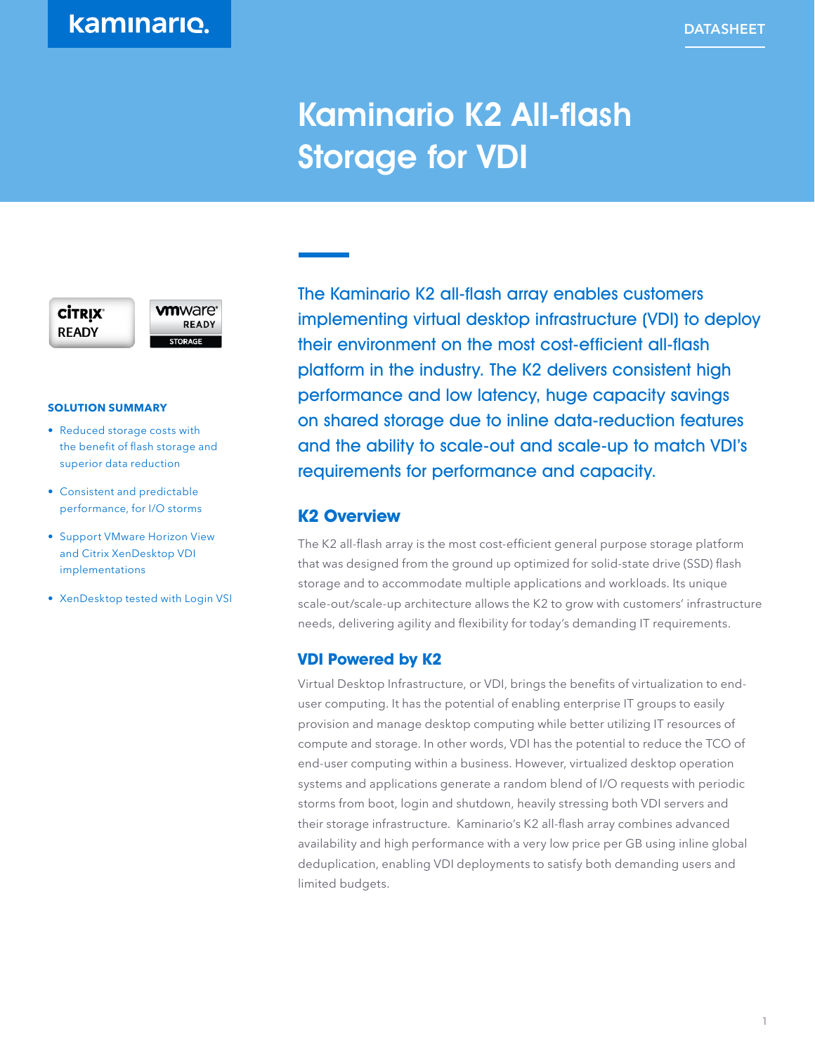DATASHEET

# Kaminario K2 All-flash Storage for VDI

CITRIX READY

vmware READY STORAGE

**SOLUTION SUMMARY**

- Reduced storage costs with the benefit of flash storage and superior data reduction
- Consistent and predictable performance, for I/O storms
- Support VMware Horizon View and Citrix XenDesktop VDI implementations
- XenDesktop tested with Login VSI

The Kaminario K2 all-flash array enables customers implementing virtual desktop infrastructure (VDI) to deploy their environment on the most cost-efficient all-flash platform in the industry. The K2 delivers consistent high performance and low latency, huge capacity savings on shared storage due to inline data-reduction features and the ability to scale-out and scale-up to match VDI's requirements for performance and capacity.

## K2 Overview

The K2 all-flash array is the most cost-efficient general purpose storage platform that was designed from the ground up optimized for solid-state drive (SSD) flash storage and to accommodate multiple applications and workloads. Its unique scale-out/scale-up architecture allows the K2 to grow with customers' infrastructure needs, delivering agility and flexibility for today's demanding IT requirements.

## VDI Powered by K2

Virtual Desktop Infrastructure, or VDI, brings the benefits of virtualization to end-user computing. It has the potential of enabling enterprise IT groups to easily provision and manage desktop computing while better utilizing IT resources of compute and storage. In other words, VDI has the potential to reduce the TCO of end-user computing within a business. However, virtualized desktop operation systems and applications generate a random blend of I/O requests with periodic storms from boot, login and shutdown, heavily stressing both VDI servers and their storage infrastructure. Kaminario's K2 all-flash array combines advanced availability and high performance with a very low price per GB using inline global deduplication, enabling VDI deployments to satisfy both demanding users and limited budgets.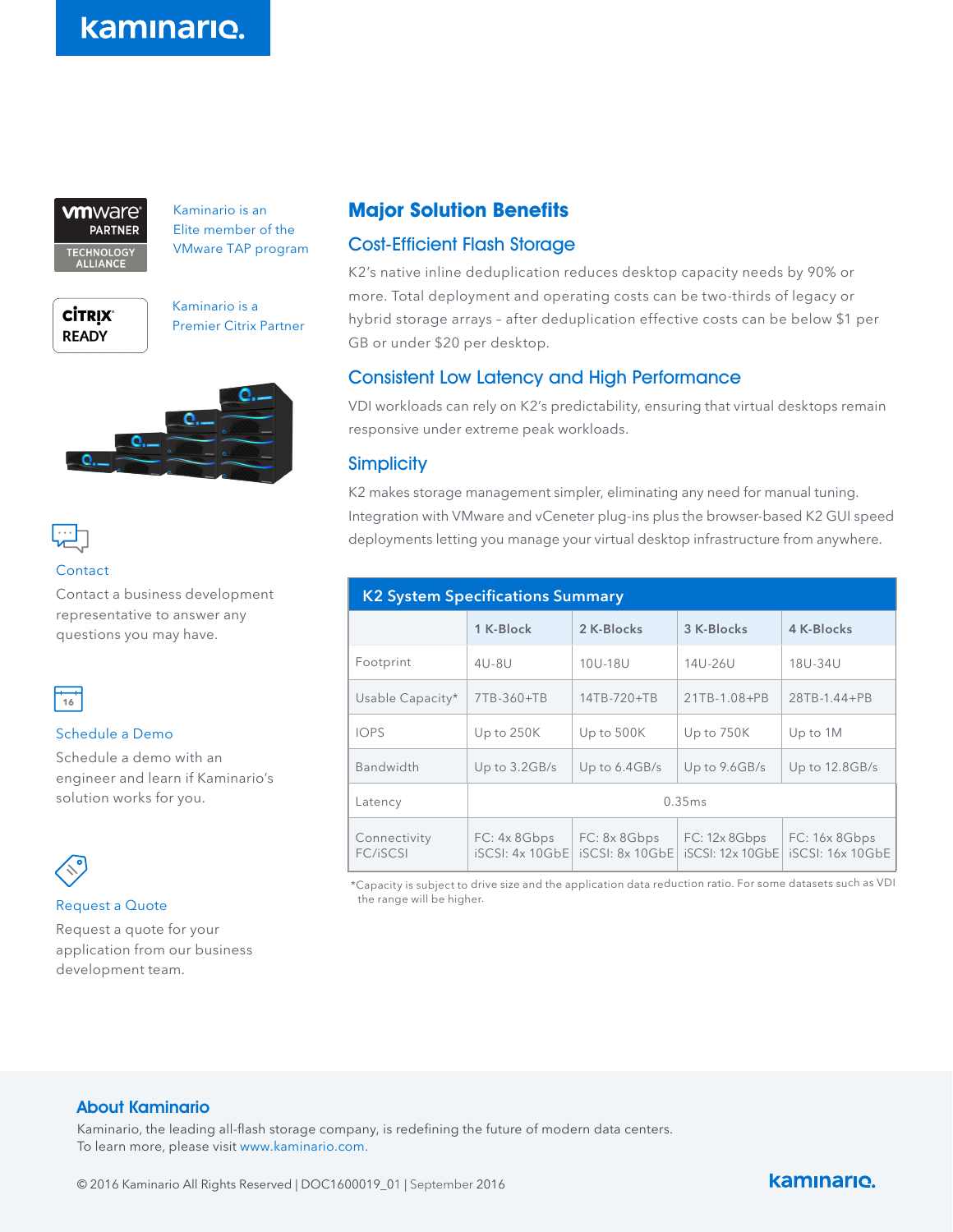Kaminario is an Elite member of the VMware TAP program

Kaminario is a Premier Citrix Partner

### Contact

Contact a business development representative to answer any questions you may have.

### Schedule a Demo

Schedule a demo with an engineer and learn if Kaminario's solution works for you.

### Request a Quote

Request a quote for your application from our business development team.

## Major Solution Benefits

### Cost-Efficient Flash Storage

K2's native inline deduplication reduces desktop capacity needs by 90% or more. Total deployment and operating costs can be two-thirds of legacy or hybrid storage arrays – after deduplication effective costs can be below $1 per GB or under $20 per desktop.

### Consistent Low Latency and High Performance

VDI workloads can rely on K2's predictability, ensuring that virtual desktops remain responsive under extreme peak workloads.

### Simplicity

K2 makes storage management simpler, eliminating any need for manual tuning. Integration with VMware and vCeneter plug-ins plus the browser-based K2 GUI speed deployments letting you manage your virtual desktop infrastructure from anywhere.

**K2 System Specifications Summary**

| | 1 K-Block | 2 K-Blocks | 3 K-Blocks | 4 K-Blocks |
|---|---|---|---|---|
| Footprint | 4U-8U | 10U-18U | 14U-26U | 18U-34U |
| Usable Capacity* | 7TB-360+TB | 14TB-720+TB | 21TB-1.08+PB | 28TB-1.44+PB |
| IOPS | Up to 250K | Up to 500K | Up to 750K | Up to 1M |
| Bandwidth | Up to 3.2GB/s | Up to 6.4GB/s | Up to 9.6GB/s | Up to 12.8GB/s |
| Latency | 0.35ms | | | |
| Connectivity FC/iSCSI | FC: 4x 8Gbps iSCSI: 4x 10GbE | FC: 8x 8Gbps iSCSI: 8x 10GbE | FC: 12x 8Gbps iSCSI: 12x 10GbE | FC: 16x 8Gbps iSCSI: 16x 10GbE |

*Capacity is subject to drive size and the application data reduction ratio. For some datasets such as VDI the range will be higher.

## About Kaminario

Kaminario, the leading all-flash storage company, is redefining the future of modern data centers.
To learn more, please visit www.kaminario.com.

© 2016 Kaminario All Rights Reserved | DOC1600019_01 | September 2016